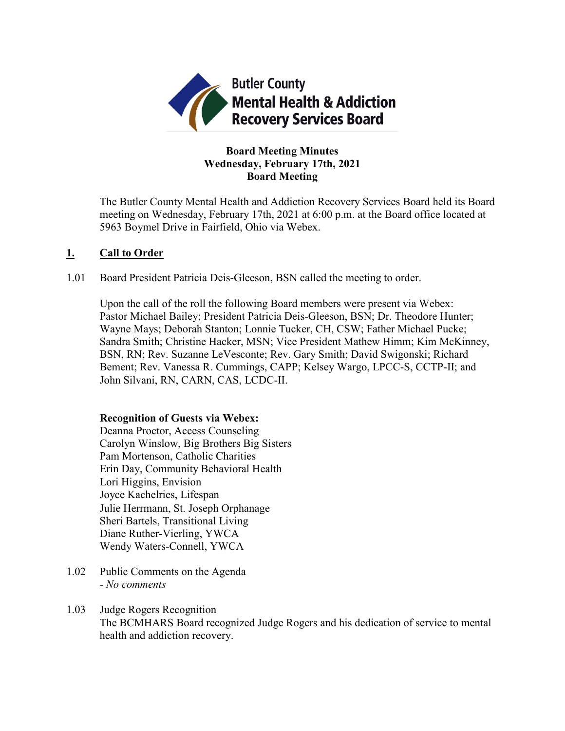**Butler County Mental Health & Addiction Recovery Services Board**

**Board Meeting Minutes**
**Wednesday, February 17th, 2021**
**Board Meeting**

The Butler County Mental Health and Addiction Recovery Services Board held its Board meeting on Wednesday, February 17th, 2021 at 6:00 p.m. at the Board office located at 5963 Boymel Drive in Fairfield, Ohio via Webex.

## 1. Call to Order

1.01 Board President Patricia Deis-Gleeson, BSN called the meeting to order.

Upon the call of the roll the following Board members were present via Webex: Pastor Michael Bailey; President Patricia Deis-Gleeson, BSN; Dr. Theodore Hunter; Wayne Mays; Deborah Stanton; Lonnie Tucker, CH, CSW; Father Michael Pucke; Sandra Smith; Christine Hacker, MSN; Vice President Mathew Himm; Kim McKinney, BSN, RN; Rev. Suzanne LeVesconte; Rev. Gary Smith; David Swigonski; Richard Bement; Rev. Vanessa R. Cummings, CAPP; Kelsey Wargo, LPCC-S, CCTP-II; and John Silvani, RN, CARN, CAS, LCDC-II.

**Recognition of Guests via Webex:**
Deanna Proctor, Access Counseling
Carolyn Winslow, Big Brothers Big Sisters
Pam Mortenson, Catholic Charities
Erin Day, Community Behavioral Health
Lori Higgins, Envision
Joyce Kachelries, Lifespan
Julie Herrmann, St. Joseph Orphanage
Sheri Bartels, Transitional Living
Diane Ruther-Vierling, YWCA
Wendy Waters-Connell, YWCA

1.02 Public Comments on the Agenda
- *No comments*

1.03 Judge Rogers Recognition
The BCMHARS Board recognized Judge Rogers and his dedication of service to mental health and addiction recovery.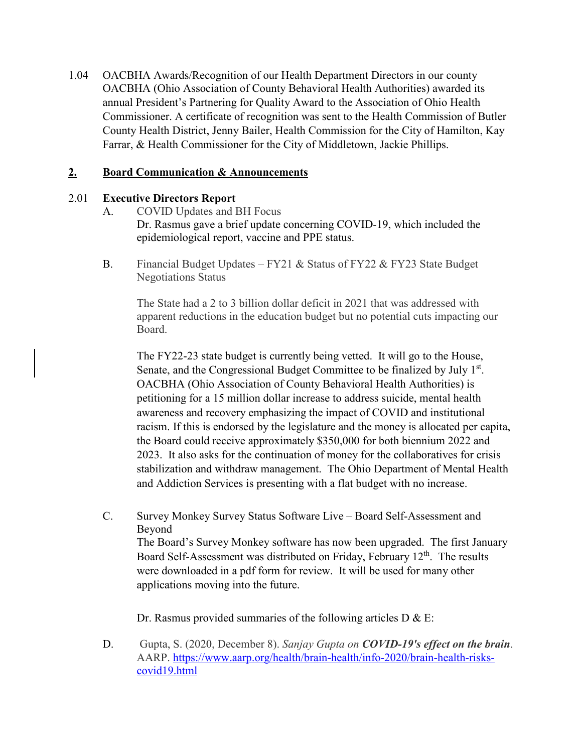1.04 OACBHA Awards/Recognition of our Health Department Directors in our county
OACBHA (Ohio Association of County Behavioral Health Authorities) awarded its annual President's Partnering for Quality Award to the Association of Ohio Health Commissioner. A certificate of recognition was sent to the Health Commission of Butler County Health District, Jenny Bailer, Health Commission for the City of Hamilton, Kay Farrar, & Health Commissioner for the City of Middletown, Jackie Phillips.

## 2. Board Communication & Announcements

### 2.01 Executive Directors Report

A. COVID Updates and BH Focus

Dr. Rasmus gave a brief update concerning COVID-19, which included the epidemiological report, vaccine and PPE status.

B. Financial Budget Updates – FY21 & Status of FY22 & FY23 State Budget Negotiations Status

The State had a 2 to 3 billion dollar deficit in 2021 that was addressed with apparent reductions in the education budget but no potential cuts impacting our Board.

The FY22-23 state budget is currently being vetted. It will go to the House, Senate, and the Congressional Budget Committee to be finalized by July 1st. OACBHA (Ohio Association of County Behavioral Health Authorities) is petitioning for a 15 million dollar increase to address suicide, mental health awareness and recovery emphasizing the impact of COVID and institutional racism. If this is endorsed by the legislature and the money is allocated per capita, the Board could receive approximately $350,000 for both biennium 2022 and 2023. It also asks for the continuation of money for the collaboratives for crisis stabilization and withdraw management. The Ohio Department of Mental Health and Addiction Services is presenting with a flat budget with no increase.

C. Survey Monkey Survey Status Software Live – Board Self-Assessment and Beyond

The Board's Survey Monkey software has now been upgraded. The first January Board Self-Assessment was distributed on Friday, February 12th. The results were downloaded in a pdf form for review. It will be used for many other applications moving into the future.

Dr. Rasmus provided summaries of the following articles D & E:

D. Gupta, S. (2020, December 8). *Sanjay Gupta on **COVID-19's effect on the brain***. AARP. https://www.aarp.org/health/brain-health/info-2020/brain-health-risks-covid19.html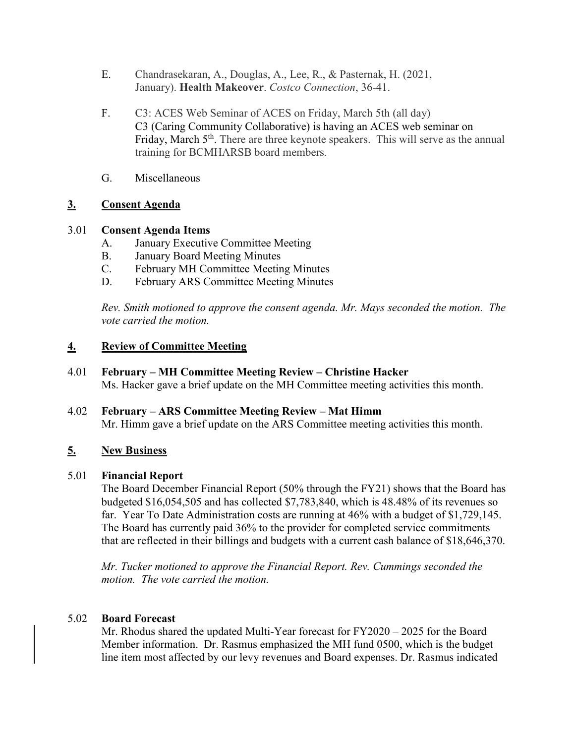E. Chandrasekaran, A., Douglas, A., Lee, R., & Pasternak, H. (2021, January). **Health Makeover**. *Costco Connection*, 36-41.

F. C3: ACES Web Seminar of ACES on Friday, March 5th (all day)
C3 (Caring Community Collaborative) is having an ACES web seminar on Friday, March 5th. There are three keynote speakers. This will serve as the annual training for BCMHARSB board members.

G. Miscellaneous

## 3. Consent Agenda

### 3.01 Consent Agenda Items

A. January Executive Committee Meeting
B. January Board Meeting Minutes
C. February MH Committee Meeting Minutes
D. February ARS Committee Meeting Minutes

*Rev. Smith motioned to approve the consent agenda. Mr. Mays seconded the motion. The vote carried the motion.*

## 4. Review of Committee Meeting

### 4.01 February – MH Committee Meeting Review – Christine Hacker

Ms. Hacker gave a brief update on the MH Committee meeting activities this month.

### 4.02 February – ARS Committee Meeting Review – Mat Himm

Mr. Himm gave a brief update on the ARS Committee meeting activities this month.

## 5. New Business

### 5.01 Financial Report

The Board December Financial Report (50% through the FY21) shows that the Board has budgeted $16,054,505 and has collected $7,783,840, which is 48.48% of its revenues so far. Year To Date Administration costs are running at 46% with a budget of $1,729,145. The Board has currently paid 36% to the provider for completed service commitments that are reflected in their billings and budgets with a current cash balance of $18,646,370.

*Mr. Tucker motioned to approve the Financial Report. Rev. Cummings seconded the motion. The vote carried the motion.*

### 5.02 Board Forecast

Mr. Rhodus shared the updated Multi-Year forecast for FY2020 – 2025 for the Board Member information. Dr. Rasmus emphasized the MH fund 0500, which is the budget line item most affected by our levy revenues and Board expenses. Dr. Rasmus indicated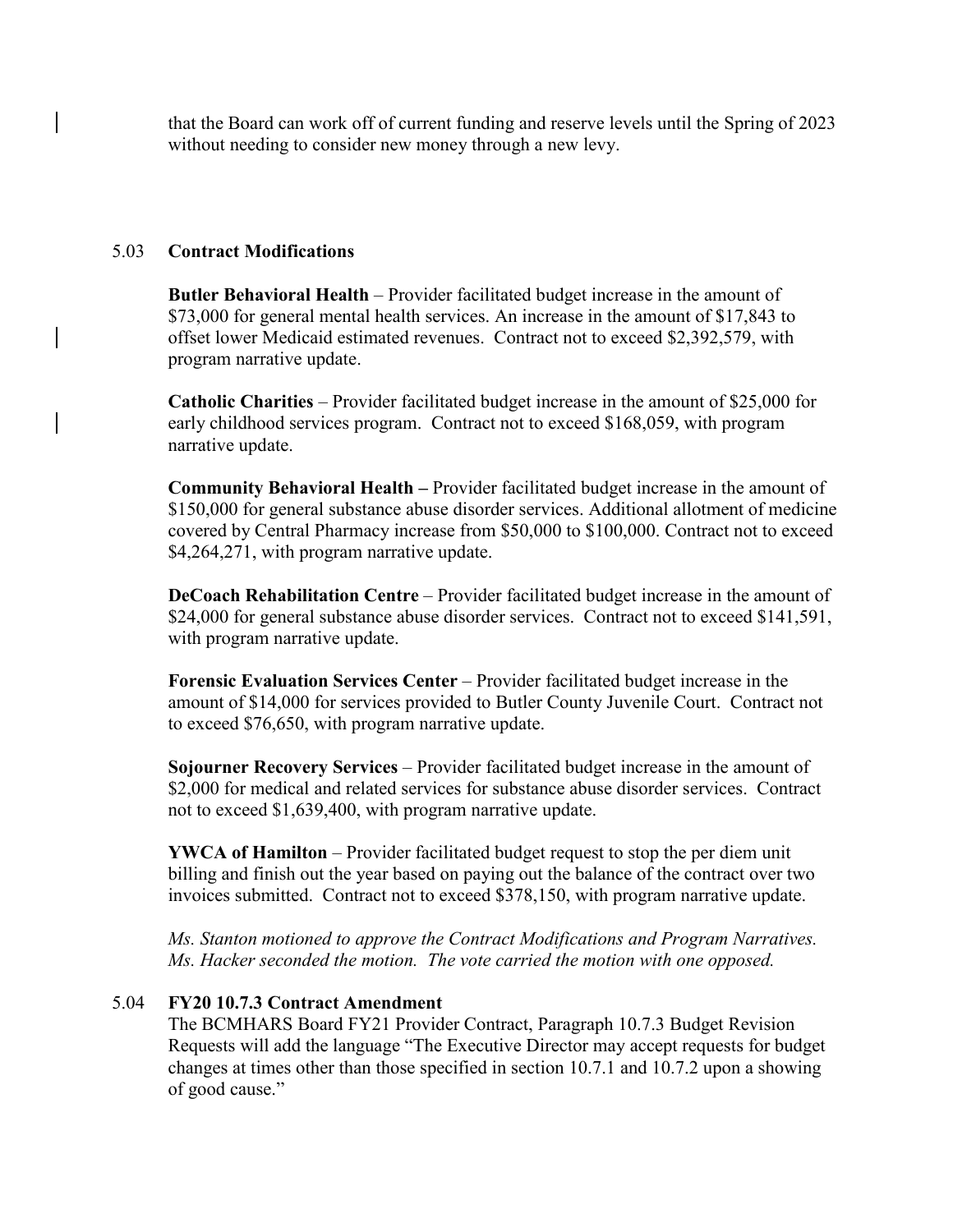that the Board can work off of current funding and reserve levels until the Spring of 2023 without needing to consider new money through a new levy.

5.03 **Contract Modifications**

**Butler Behavioral Health** – Provider facilitated budget increase in the amount of $73,000 for general mental health services. An increase in the amount of $17,843 to offset lower Medicaid estimated revenues. Contract not to exceed $2,392,579, with program narrative update.

**Catholic Charities** – Provider facilitated budget increase in the amount of $25,000 for early childhood services program. Contract not to exceed $168,059, with program narrative update.

**Community Behavioral Health –** Provider facilitated budget increase in the amount of $150,000 for general substance abuse disorder services. Additional allotment of medicine covered by Central Pharmacy increase from $50,000 to $100,000. Contract not to exceed $4,264,271, with program narrative update.

**DeCoach Rehabilitation Centre** – Provider facilitated budget increase in the amount of $24,000 for general substance abuse disorder services. Contract not to exceed $141,591, with program narrative update.

**Forensic Evaluation Services Center** – Provider facilitated budget increase in the amount of $14,000 for services provided to Butler County Juvenile Court. Contract not to exceed $76,650, with program narrative update.

**Sojourner Recovery Services** – Provider facilitated budget increase in the amount of $2,000 for medical and related services for substance abuse disorder services. Contract not to exceed $1,639,400, with program narrative update.

**YWCA of Hamilton** – Provider facilitated budget request to stop the per diem unit billing and finish out the year based on paying out the balance of the contract over two invoices submitted. Contract not to exceed $378,150, with program narrative update.

*Ms. Stanton motioned to approve the Contract Modifications and Program Narratives. Ms. Hacker seconded the motion. The vote carried the motion with one opposed.*

5.04 **FY20 10.7.3 Contract Amendment**

The BCMHARS Board FY21 Provider Contract, Paragraph 10.7.3 Budget Revision Requests will add the language "The Executive Director may accept requests for budget changes at times other than those specified in section 10.7.1 and 10.7.2 upon a showing of good cause."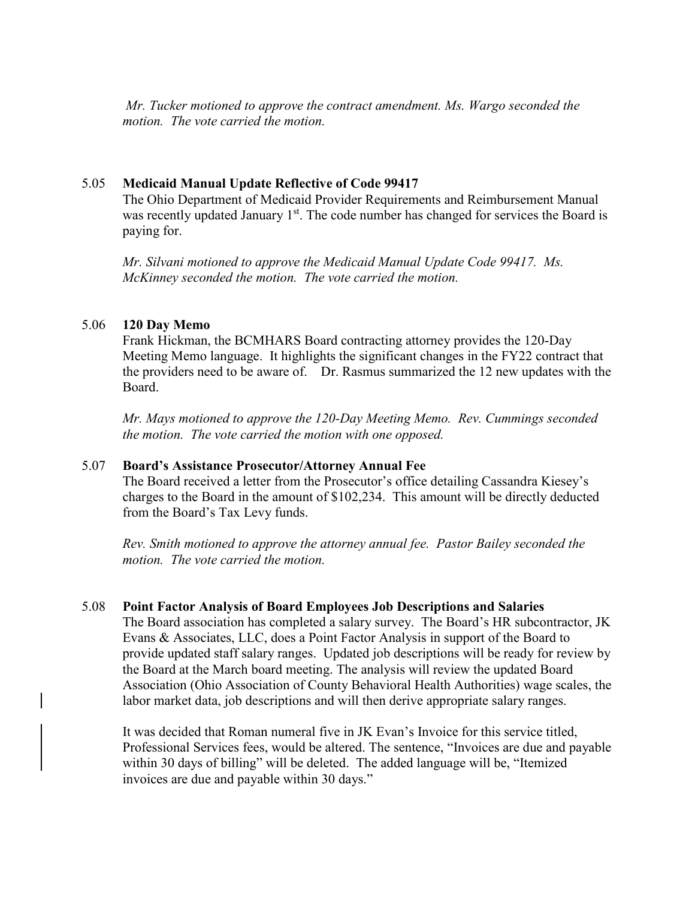*Mr. Tucker motioned to approve the contract amendment. Ms. Wargo seconded the motion. The vote carried the motion.*

5.05 **Medicaid Manual Update Reflective of Code 99417**

The Ohio Department of Medicaid Provider Requirements and Reimbursement Manual was recently updated January 1st. The code number has changed for services the Board is paying for.

*Mr. Silvani motioned to approve the Medicaid Manual Update Code 99417. Ms. McKinney seconded the motion. The vote carried the motion.*

5.06 **120 Day Memo**

Frank Hickman, the BCMHARS Board contracting attorney provides the 120-Day Meeting Memo language. It highlights the significant changes in the FY22 contract that the providers need to be aware of. Dr. Rasmus summarized the 12 new updates with the Board.

*Mr. Mays motioned to approve the 120-Day Meeting Memo. Rev. Cummings seconded the motion. The vote carried the motion with one opposed.*

5.07 **Board's Assistance Prosecutor/Attorney Annual Fee**

The Board received a letter from the Prosecutor's office detailing Cassandra Kiesey's charges to the Board in the amount of $102,234. This amount will be directly deducted from the Board's Tax Levy funds.

*Rev. Smith motioned to approve the attorney annual fee. Pastor Bailey seconded the motion. The vote carried the motion.*

5.08 **Point Factor Analysis of Board Employees Job Descriptions and Salaries**

The Board association has completed a salary survey. The Board's HR subcontractor, JK Evans & Associates, LLC, does a Point Factor Analysis in support of the Board to provide updated staff salary ranges. Updated job descriptions will be ready for review by the Board at the March board meeting. The analysis will review the updated Board Association (Ohio Association of County Behavioral Health Authorities) wage scales, the labor market data, job descriptions and will then derive appropriate salary ranges.

It was decided that Roman numeral five in JK Evan's Invoice for this service titled, Professional Services fees, would be altered. The sentence, "Invoices are due and payable within 30 days of billing" will be deleted. The added language will be, "Itemized invoices are due and payable within 30 days."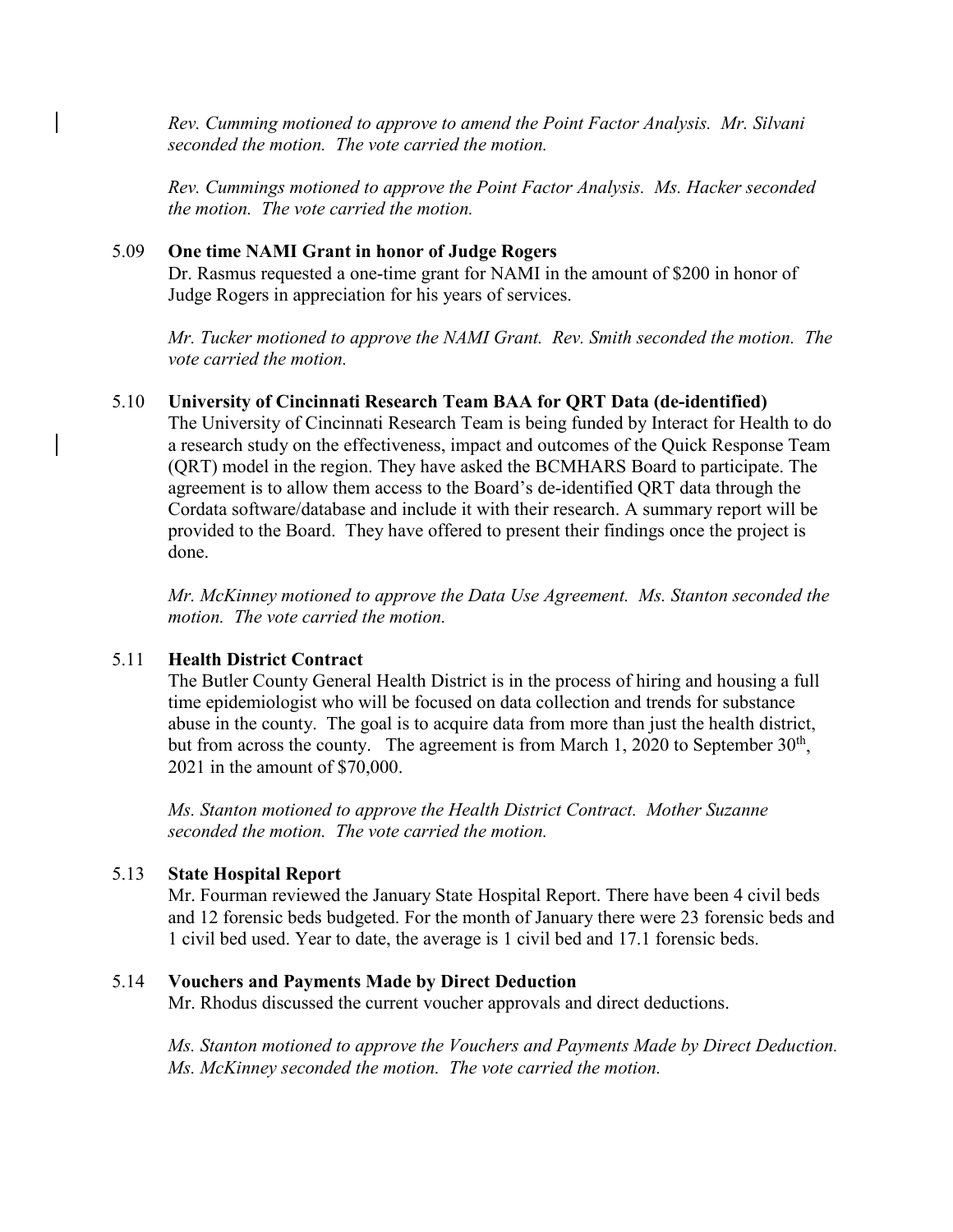*Rev. Cumming motioned to approve to amend the Point Factor Analysis. Mr. Silvani seconded the motion. The vote carried the motion.*

*Rev. Cummings motioned to approve the Point Factor Analysis. Ms. Hacker seconded the motion. The vote carried the motion.*

5.09 **One time NAMI Grant in honor of Judge Rogers**

Dr. Rasmus requested a one-time grant for NAMI in the amount of $200 in honor of Judge Rogers in appreciation for his years of services.

*Mr. Tucker motioned to approve the NAMI Grant. Rev. Smith seconded the motion. The vote carried the motion.*

5.10 **University of Cincinnati Research Team BAA for QRT Data (de-identified)**

The University of Cincinnati Research Team is being funded by Interact for Health to do a research study on the effectiveness, impact and outcomes of the Quick Response Team (QRT) model in the region. They have asked the BCMHARS Board to participate. The agreement is to allow them access to the Board's de-identified QRT data through the Cordata software/database and include it with their research. A summary report will be provided to the Board. They have offered to present their findings once the project is done.

*Mr. McKinney motioned to approve the Data Use Agreement. Ms. Stanton seconded the motion. The vote carried the motion.*

5.11 **Health District Contract**

The Butler County General Health District is in the process of hiring and housing a full time epidemiologist who will be focused on data collection and trends for substance abuse in the county. The goal is to acquire data from more than just the health district, but from across the county. The agreement is from March 1, 2020 to September 30th, 2021 in the amount of $70,000.

*Ms. Stanton motioned to approve the Health District Contract. Mother Suzanne seconded the motion. The vote carried the motion.*

5.13 **State Hospital Report**

Mr. Fourman reviewed the January State Hospital Report. There have been 4 civil beds and 12 forensic beds budgeted. For the month of January there were 23 forensic beds and 1 civil bed used. Year to date, the average is 1 civil bed and 17.1 forensic beds.

5.14 **Vouchers and Payments Made by Direct Deduction**

Mr. Rhodus discussed the current voucher approvals and direct deductions.

*Ms. Stanton motioned to approve the Vouchers and Payments Made by Direct Deduction. Ms. McKinney seconded the motion. The vote carried the motion.*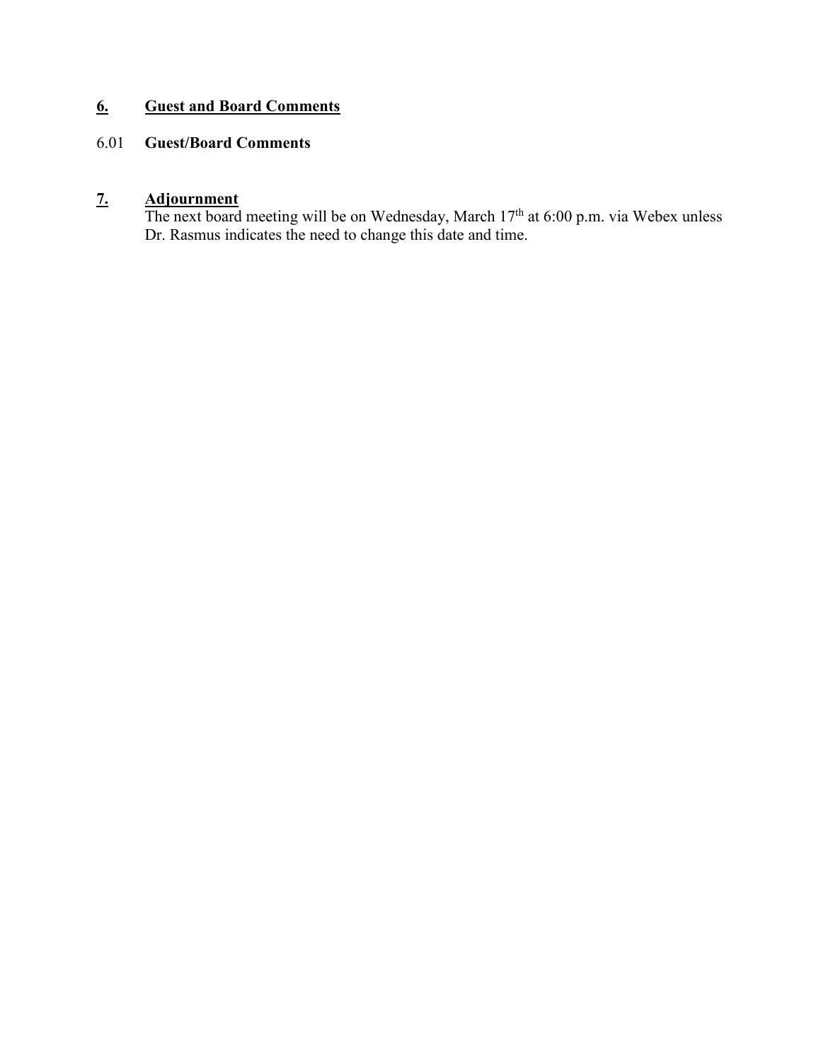## **6. Guest and Board Comments**

6.01 **Guest/Board Comments**

## **7. Adjournment**

The next board meeting will be on Wednesday, March 17th at 6:00 p.m. via Webex unless Dr. Rasmus indicates the need to change this date and time.